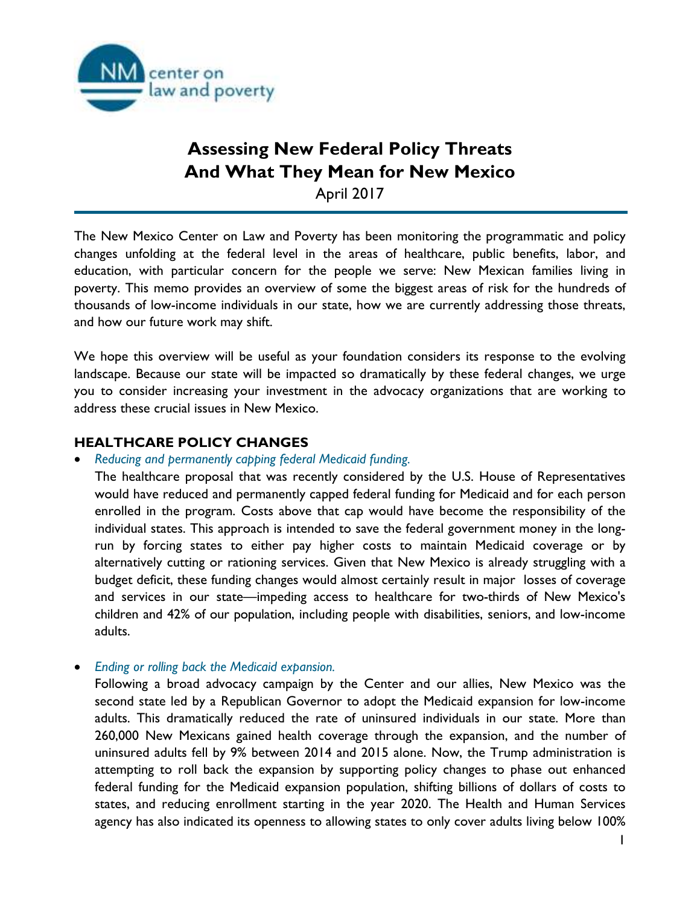# Assessing New Federal Policy Threats And What They Mean for New Mexico

April 2017

The New Mexico Center on Law and Poverty has been monitoring the programmatic and policy changes unfolding at the federal level in the areas of healthcare, public benefits, labor, and education, with particular concern for the people we serve: New Mexican families living in poverty. This memo provides an overview of some the biggest areas of risk for the hundreds of thousands of low-income individuals in our state, how we are currently addressing those threats, and how our future work may shift.

We hope this overview will be useful as your foundation considers its response to the evolving landscape. Because our state will be impacted so dramatically by these federal changes, we urge you to consider increasing your investment in the advocacy organizations that are working to address these crucial issues in New Mexico.

## HEALTHCARE POLICY CHANGES

- *Reducing and permanently capping federal Medicaid funding.*
  The healthcare proposal that was recently considered by the U.S. House of Representatives would have reduced and permanently capped federal funding for Medicaid and for each person enrolled in the program. Costs above that cap would have become the responsibility of the individual states. This approach is intended to save the federal government money in the long-run by forcing states to either pay higher costs to maintain Medicaid coverage or by alternatively cutting or rationing services. Given that New Mexico is already struggling with a budget deficit, these funding changes would almost certainly result in major losses of coverage and services in our state—impeding access to healthcare for two-thirds of New Mexico's children and 42% of our population, including people with disabilities, seniors, and low-income adults.

- *Ending or rolling back the Medicaid expansion.*
  Following a broad advocacy campaign by the Center and our allies, New Mexico was the second state led by a Republican Governor to adopt the Medicaid expansion for low-income adults. This dramatically reduced the rate of uninsured individuals in our state. More than 260,000 New Mexicans gained health coverage through the expansion, and the number of uninsured adults fell by 9% between 2014 and 2015 alone. Now, the Trump administration is attempting to roll back the expansion by supporting policy changes to phase out enhanced federal funding for the Medicaid expansion population, shifting billions of dollars of costs to states, and reducing enrollment starting in the year 2020. The Health and Human Services agency has also indicated its openness to allowing states to only cover adults living below 100%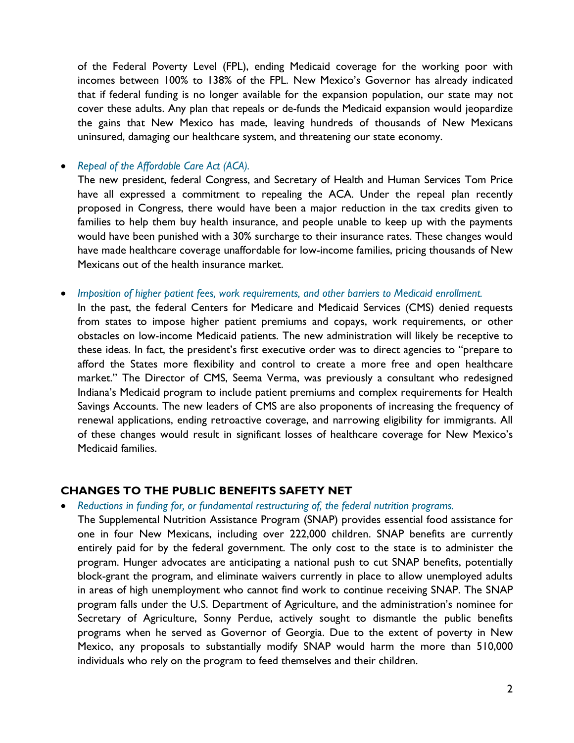of the Federal Poverty Level (FPL), ending Medicaid coverage for the working poor with incomes between 100% to 138% of the FPL. New Mexico's Governor has already indicated that if federal funding is no longer available for the expansion population, our state may not cover these adults. Any plan that repeals or de-funds the Medicaid expansion would jeopardize the gains that New Mexico has made, leaving hundreds of thousands of New Mexicans uninsured, damaging our healthcare system, and threatening our state economy.

- *Repeal of the Affordable Care Act (ACA).*
  The new president, federal Congress, and Secretary of Health and Human Services Tom Price have all expressed a commitment to repealing the ACA. Under the repeal plan recently proposed in Congress, there would have been a major reduction in the tax credits given to families to help them buy health insurance, and people unable to keep up with the payments would have been punished with a 30% surcharge to their insurance rates. These changes would have made healthcare coverage unaffordable for low-income families, pricing thousands of New Mexicans out of the health insurance market.

- *Imposition of higher patient fees, work requirements, and other barriers to Medicaid enrollment.*
  In the past, the federal Centers for Medicare and Medicaid Services (CMS) denied requests from states to impose higher patient premiums and copays, work requirements, or other obstacles on low-income Medicaid patients. The new administration will likely be receptive to these ideas. In fact, the president's first executive order was to direct agencies to "prepare to afford the States more flexibility and control to create a more free and open healthcare market." The Director of CMS, Seema Verma, was previously a consultant who redesigned Indiana's Medicaid program to include patient premiums and complex requirements for Health Savings Accounts. The new leaders of CMS are also proponents of increasing the frequency of renewal applications, ending retroactive coverage, and narrowing eligibility for immigrants. All of these changes would result in significant losses of healthcare coverage for New Mexico's Medicaid families.

## CHANGES TO THE PUBLIC BENEFITS SAFETY NET

- *Reductions in funding for, or fundamental restructuring of, the federal nutrition programs.*
  The Supplemental Nutrition Assistance Program (SNAP) provides essential food assistance for one in four New Mexicans, including over 222,000 children. SNAP benefits are currently entirely paid for by the federal government. The only cost to the state is to administer the program. Hunger advocates are anticipating a national push to cut SNAP benefits, potentially block-grant the program, and eliminate waivers currently in place to allow unemployed adults in areas of high unemployment who cannot find work to continue receiving SNAP. The SNAP program falls under the U.S. Department of Agriculture, and the administration's nominee for Secretary of Agriculture, Sonny Perdue, actively sought to dismantle the public benefits programs when he served as Governor of Georgia. Due to the extent of poverty in New Mexico, any proposals to substantially modify SNAP would harm the more than 510,000 individuals who rely on the program to feed themselves and their children.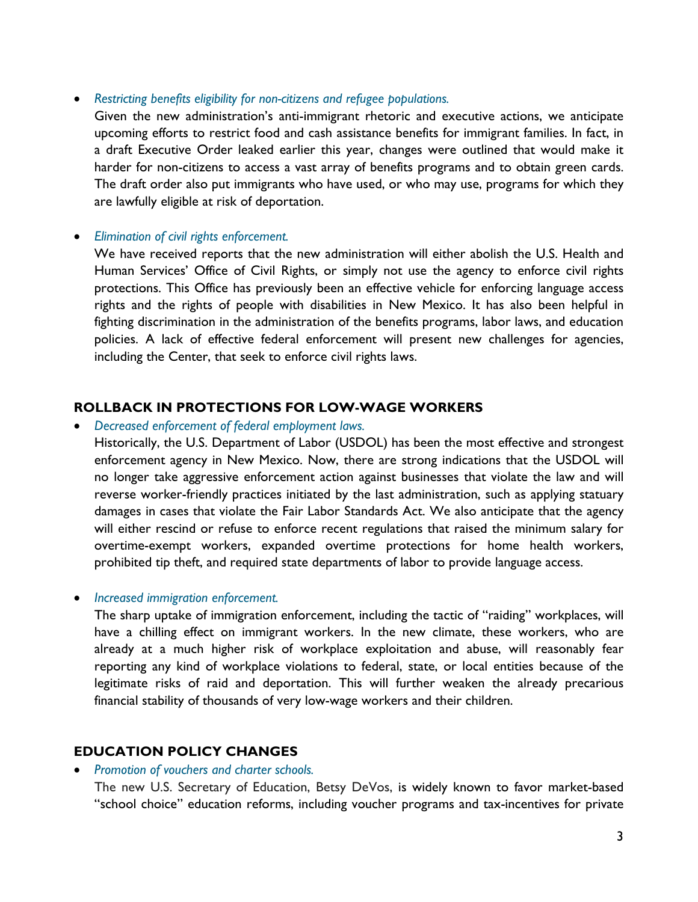- *Restricting benefits eligibility for non-citizens and refugee populations.*
  Given the new administration's anti-immigrant rhetoric and executive actions, we anticipate upcoming efforts to restrict food and cash assistance benefits for immigrant families. In fact, in a draft Executive Order leaked earlier this year, changes were outlined that would make it harder for non-citizens to access a vast array of benefits programs and to obtain green cards. The draft order also put immigrants who have used, or who may use, programs for which they are lawfully eligible at risk of deportation.

- *Elimination of civil rights enforcement.*
  We have received reports that the new administration will either abolish the U.S. Health and Human Services' Office of Civil Rights, or simply not use the agency to enforce civil rights protections. This Office has previously been an effective vehicle for enforcing language access rights and the rights of people with disabilities in New Mexico. It has also been helpful in fighting discrimination in the administration of the benefits programs, labor laws, and education policies. A lack of effective federal enforcement will present new challenges for agencies, including the Center, that seek to enforce civil rights laws.

## ROLLBACK IN PROTECTIONS FOR LOW-WAGE WORKERS

- *Decreased enforcement of federal employment laws.*
  Historically, the U.S. Department of Labor (USDOL) has been the most effective and strongest enforcement agency in New Mexico. Now, there are strong indications that the USDOL will no longer take aggressive enforcement action against businesses that violate the law and will reverse worker-friendly practices initiated by the last administration, such as applying statuary damages in cases that violate the Fair Labor Standards Act. We also anticipate that the agency will either rescind or refuse to enforce recent regulations that raised the minimum salary for overtime-exempt workers, expanded overtime protections for home health workers, prohibited tip theft, and required state departments of labor to provide language access.

- *Increased immigration enforcement.*
  The sharp uptake of immigration enforcement, including the tactic of "raiding" workplaces, will have a chilling effect on immigrant workers. In the new climate, these workers, who are already at a much higher risk of workplace exploitation and abuse, will reasonably fear reporting any kind of workplace violations to federal, state, or local entities because of the legitimate risks of raid and deportation. This will further weaken the already precarious financial stability of thousands of very low-wage workers and their children.

## EDUCATION POLICY CHANGES

- *Promotion of vouchers and charter schools.*
  The new U.S. Secretary of Education, Betsy DeVos, is widely known to favor market-based "school choice" education reforms, including voucher programs and tax-incentives for private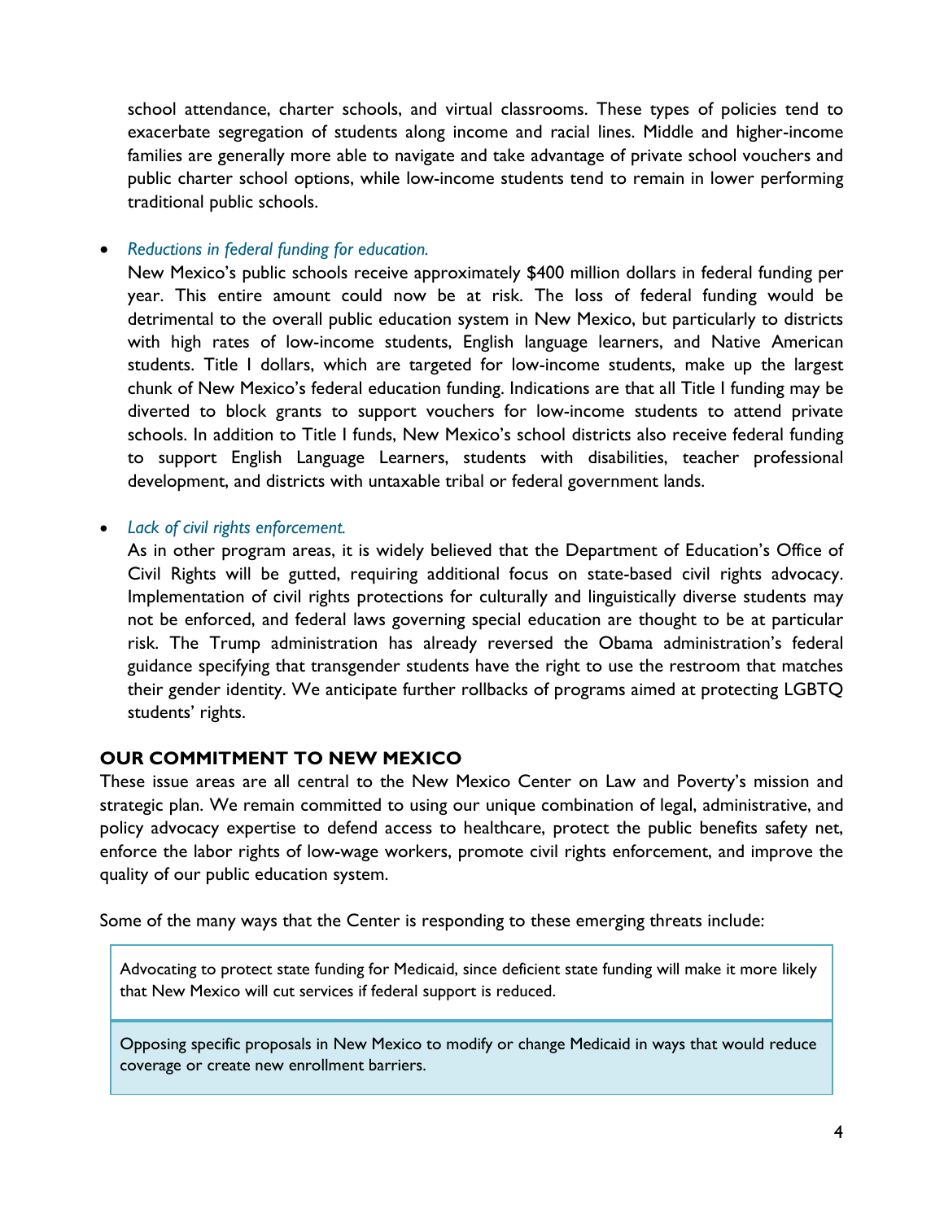school attendance, charter schools, and virtual classrooms. These types of policies tend to exacerbate segregation of students along income and racial lines. Middle and higher-income families are generally more able to navigate and take advantage of private school vouchers and public charter school options, while low-income students tend to remain in lower performing traditional public schools.

- *Reductions in federal funding for education.*
  New Mexico's public schools receive approximately $400 million dollars in federal funding per year. This entire amount could now be at risk. The loss of federal funding would be detrimental to the overall public education system in New Mexico, but particularly to districts with high rates of low-income students, English language learners, and Native American students. Title I dollars, which are targeted for low-income students, make up the largest chunk of New Mexico's federal education funding. Indications are that all Title I funding may be diverted to block grants to support vouchers for low-income students to attend private schools. In addition to Title I funds, New Mexico's school districts also receive federal funding to support English Language Learners, students with disabilities, teacher professional development, and districts with untaxable tribal or federal government lands.

- *Lack of civil rights enforcement.*
  As in other program areas, it is widely believed that the Department of Education's Office of Civil Rights will be gutted, requiring additional focus on state-based civil rights advocacy. Implementation of civil rights protections for culturally and linguistically diverse students may not be enforced, and federal laws governing special education are thought to be at particular risk. The Trump administration has already reversed the Obama administration's federal guidance specifying that transgender students have the right to use the restroom that matches their gender identity. We anticipate further rollbacks of programs aimed at protecting LGBTQ students' rights.

## OUR COMMITMENT TO NEW MEXICO

These issue areas are all central to the New Mexico Center on Law and Poverty's mission and strategic plan. We remain committed to using our unique combination of legal, administrative, and policy advocacy expertise to defend access to healthcare, protect the public benefits safety net, enforce the labor rights of low-wage workers, promote civil rights enforcement, and improve the quality of our public education system.

Some of the many ways that the Center is responding to these emerging threats include:

| |
|---|
| Advocating to protect state funding for Medicaid, since deficient state funding will make it more likely that New Mexico will cut services if federal support is reduced. |
| Opposing specific proposals in New Mexico to modify or change Medicaid in ways that would reduce coverage or create new enrollment barriers. |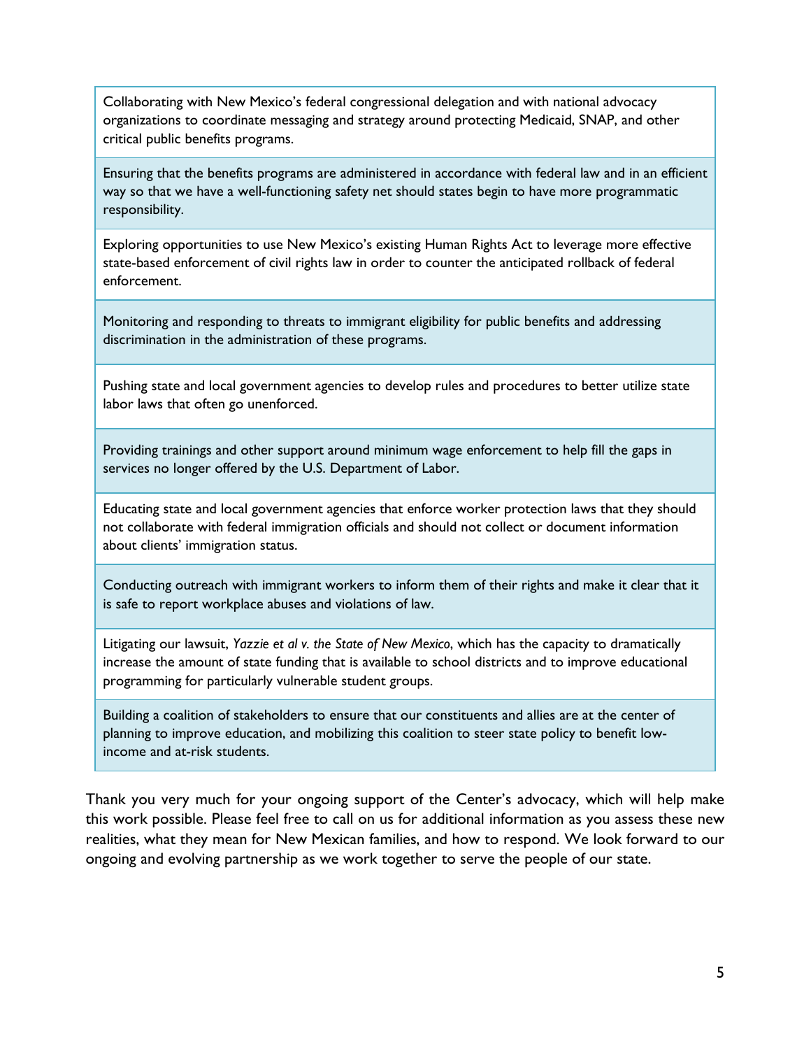| |
|---|
| Collaborating with New Mexico's federal congressional delegation and with national advocacy organizations to coordinate messaging and strategy around protecting Medicaid, SNAP, and other critical public benefits programs. |
| Ensuring that the benefits programs are administered in accordance with federal law and in an efficient way so that we have a well-functioning safety net should states begin to have more programmatic responsibility. |
| Exploring opportunities to use New Mexico's existing Human Rights Act to leverage more effective state-based enforcement of civil rights law in order to counter the anticipated rollback of federal enforcement. |
| Monitoring and responding to threats to immigrant eligibility for public benefits and addressing discrimination in the administration of these programs. |
| Pushing state and local government agencies to develop rules and procedures to better utilize state labor laws that often go unenforced. |
| Providing trainings and other support around minimum wage enforcement to help fill the gaps in services no longer offered by the U.S. Department of Labor. |
| Educating state and local government agencies that enforce worker protection laws that they should not collaborate with federal immigration officials and should not collect or document information about clients' immigration status. |
| Conducting outreach with immigrant workers to inform them of their rights and make it clear that it is safe to report workplace abuses and violations of law. |
| Litigating our lawsuit, *Yazzie et al v. the State of New Mexico*, which has the capacity to dramatically increase the amount of state funding that is available to school districts and to improve educational programming for particularly vulnerable student groups. |
| Building a coalition of stakeholders to ensure that our constituents and allies are at the center of planning to improve education, and mobilizing this coalition to steer state policy to benefit low-income and at-risk students. |

Thank you very much for your ongoing support of the Center's advocacy, which will help make this work possible. Please feel free to call on us for additional information as you assess these new realities, what they mean for New Mexican families, and how to respond. We look forward to our ongoing and evolving partnership as we work together to serve the people of our state.